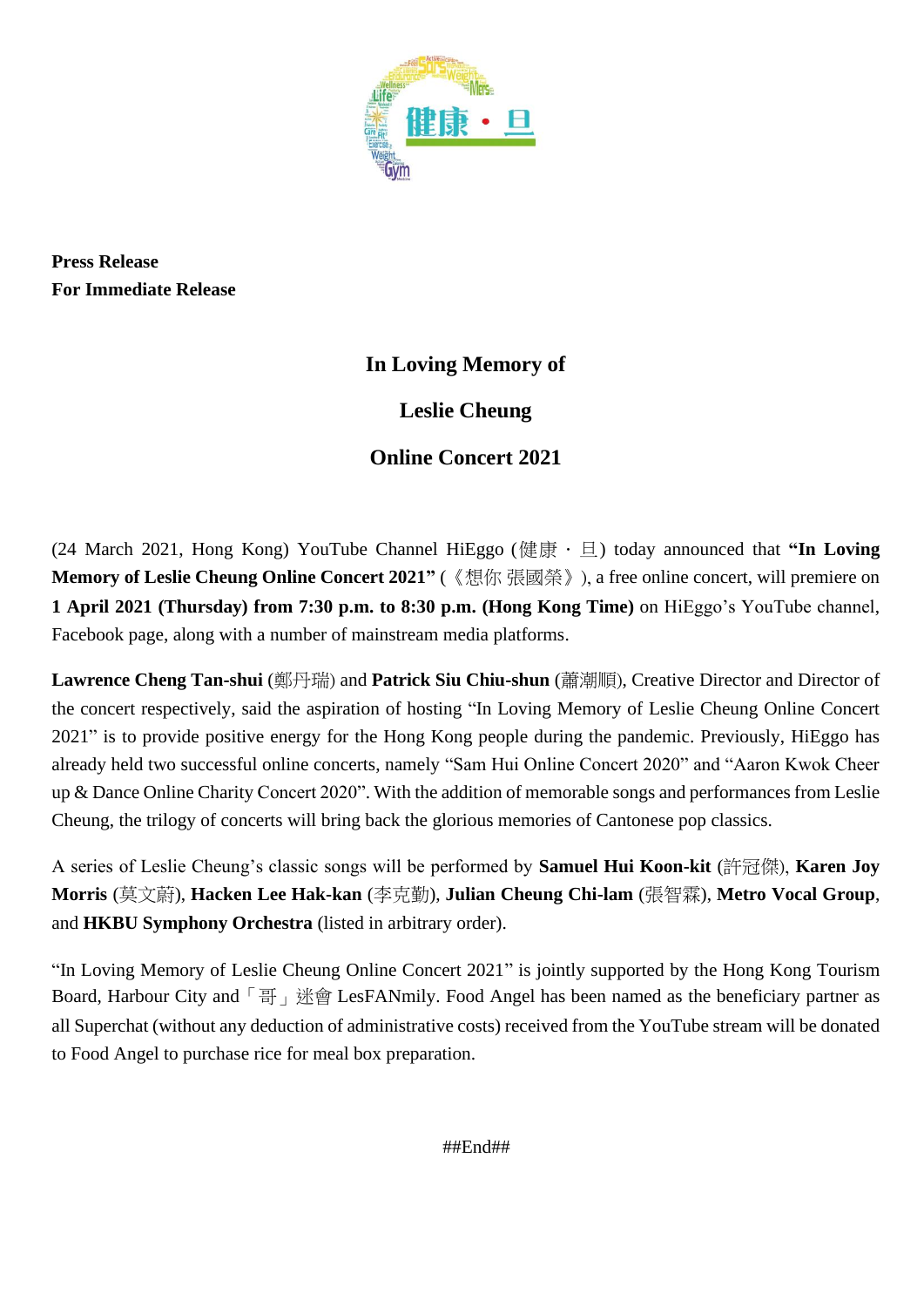**Press Release**
**For Immediate Release**

# In Loving Memory of

# Leslie Cheung

# Online Concert 2021

(24 March 2021, Hong Kong) YouTube Channel HiEggo (健康・旦) today announced that **"In Loving Memory of Leslie Cheung Online Concert 2021"** (《想你 張國榮》), a free online concert, will premiere on **1 April 2021 (Thursday) from 7:30 p.m. to 8:30 p.m. (Hong Kong Time)** on HiEggo's YouTube channel, Facebook page, along with a number of mainstream media platforms.

**Lawrence Cheng Tan-shui** (鄭丹瑞) and **Patrick Siu Chiu-shun** (蕭潮順), Creative Director and Director of the concert respectively, said the aspiration of hosting "In Loving Memory of Leslie Cheung Online Concert 2021" is to provide positive energy for the Hong Kong people during the pandemic. Previously, HiEggo has already held two successful online concerts, namely "Sam Hui Online Concert 2020" and "Aaron Kwok Cheer up & Dance Online Charity Concert 2020". With the addition of memorable songs and performances from Leslie Cheung, the trilogy of concerts will bring back the glorious memories of Cantonese pop classics.

A series of Leslie Cheung's classic songs will be performed by **Samuel Hui Koon-kit** (許冠傑), **Karen Joy Morris** (莫文蔚), **Hacken Lee Hak-kan** (李克勤), **Julian Cheung Chi-lam** (張智霖), **Metro Vocal Group**, and **HKBU Symphony Orchestra** (listed in arbitrary order).

"In Loving Memory of Leslie Cheung Online Concert 2021" is jointly supported by the Hong Kong Tourism Board, Harbour City and「哥」迷會 LesFANmily. Food Angel has been named as the beneficiary partner as all Superchat (without any deduction of administrative costs) received from the YouTube stream will be donated to Food Angel to purchase rice for meal box preparation.

##End##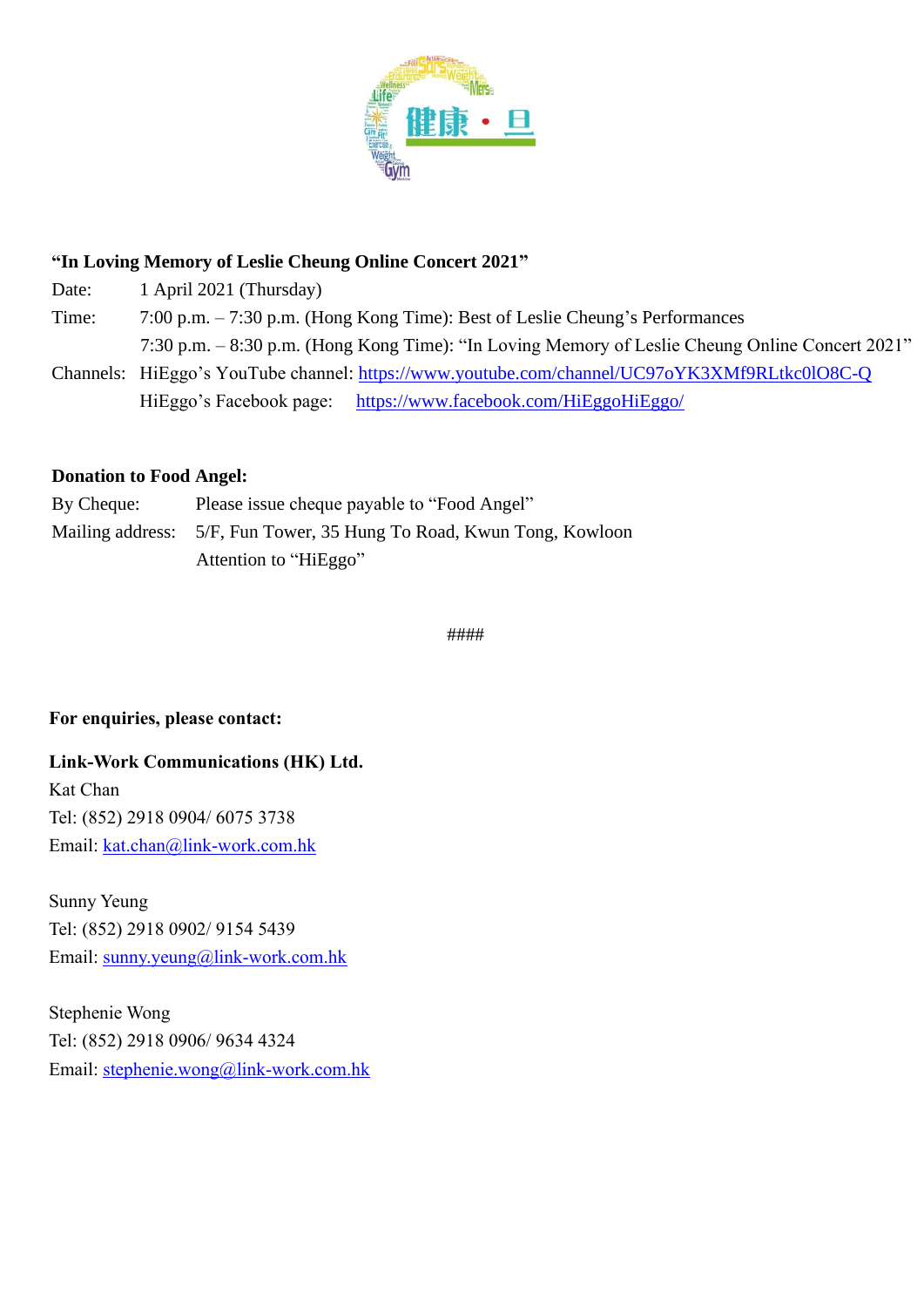**"In Loving Memory of Leslie Cheung Online Concert 2021"**

| | |
|---|---|
| Date: | 1 April 2021 (Thursday) |
| Time: | 7:00 p.m. – 7:30 p.m. (Hong Kong Time): Best of Leslie Cheung's Performances |
| | 7:30 p.m. – 8:30 p.m. (Hong Kong Time): "In Loving Memory of Leslie Cheung Online Concert 2021" |
| Channels: | HiEggo's YouTube channel: https://www.youtube.com/channel/UC97oYK3XMf9RLtkc0lO8C-Q |
| | HiEggo's Facebook page: https://www.facebook.com/HiEggoHiEggo/ |

**Donation to Food Angel:**

| | |
|---|---|
| By Cheque: | Please issue cheque payable to "Food Angel" |
| Mailing address: | 5/F, Fun Tower, 35 Hung To Road, Kwun Tong, Kowloon |
| | Attention to "HiEggo" |

####

**For enquiries, please contact:**

**Link-Work Communications (HK) Ltd.**

Kat Chan
Tel: (852) 2918 0904/ 6075 3738
Email: kat.chan@link-work.com.hk

Sunny Yeung
Tel: (852) 2918 0902/ 9154 5439
Email: sunny.yeung@link-work.com.hk

Stephenie Wong
Tel: (852) 2918 0906/ 9634 4324
Email: stephenie.wong@link-work.com.hk